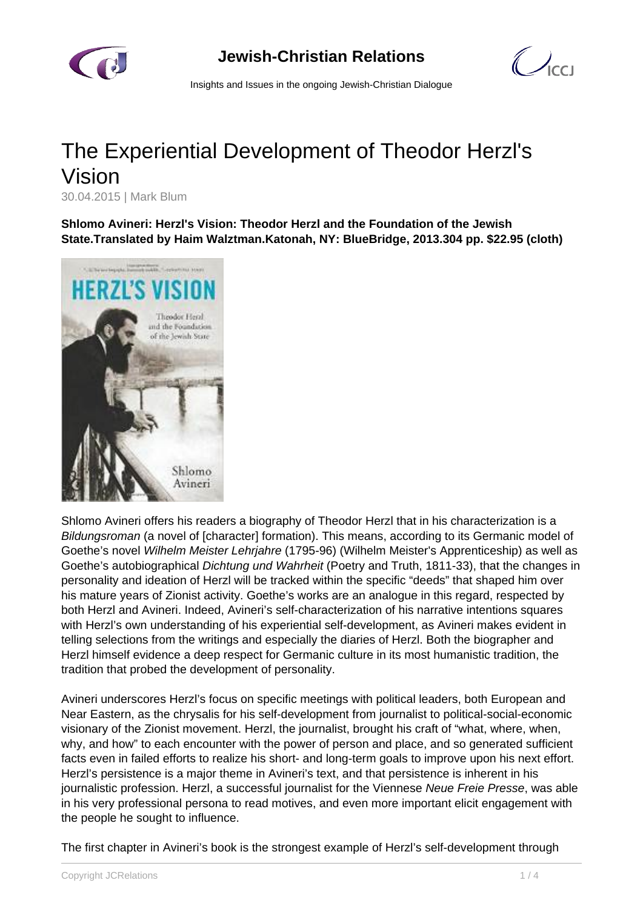# The Experiential Development of Theodor Herzl's Vision

30.04.2015 | Mark Blum

**Shlomo Avineri: Herzl's Vision: Theodor Herzl and the Foundation of the Jewish State.Translated by Haim Waltzman.Katonah, NY: BlueBridge, 2013.304 pp. $22.95 (cloth)**

Shlomo Avineri offers his readers a biography of Theodor Herzl that in his characterization is a *Bildungsroman* (a novel of [character] formation). This means, according to its Germanic model of Goethe's novel *Wilhelm Meister Lehrjahre* (1795-96) (Wilhelm Meister's Apprenticeship) as well as Goethe's autobiographical *Dichtung und Wahrheit* (Poetry and Truth, 1811-33), that the changes in personality and ideation of Herzl will be tracked within the specific "deeds" that shaped him over his mature years of Zionist activity. Goethe's works are an analogue in this regard, respected by both Herzl and Avineri. Indeed, Avineri's self-characterization of his narrative intentions squares with Herzl's own understanding of his experiential self-development, as Avineri makes evident in telling selections from the writings and especially the diaries of Herzl. Both the biographer and Herzl himself evidence a deep respect for Germanic culture in its most humanistic tradition, the tradition that probed the development of personality.

Avineri underscores Herzl's focus on specific meetings with political leaders, both European and Near Eastern, as the chrysalis for his self-development from journalist to political-social-economic visionary of the Zionist movement. Herzl, the journalist, brought his craft of "what, where, when, why, and how" to each encounter with the power of person and place, and so generated sufficient facts even in failed efforts to realize his short- and long-term goals to improve upon his next effort. Herzl's persistence is a major theme in Avineri's text, and that persistence is inherent in his journalistic profession. Herzl, a successful journalist for the Viennese *Neue Freie Presse*, was able in his very professional persona to read motives, and even more important elicit engagement with the people he sought to influence.

The first chapter in Avineri's book is the strongest example of Herzl's self-development through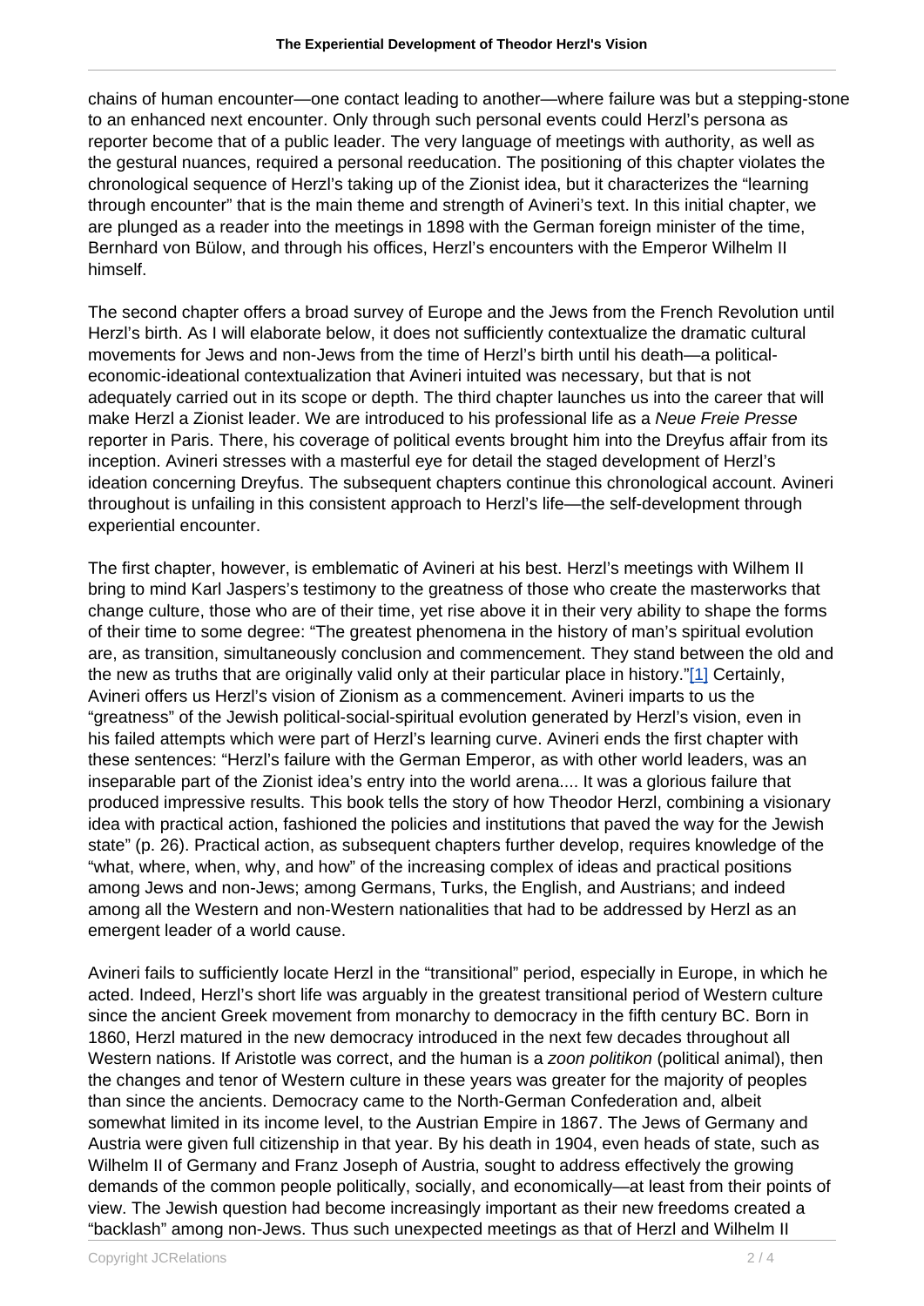chains of human encounter—one contact leading to another—where failure was but a stepping-stone to an enhanced next encounter. Only through such personal events could Herzl's persona as reporter become that of a public leader. The very language of meetings with authority, as well as the gestural nuances, required a personal reeducation. The positioning of this chapter violates the chronological sequence of Herzl's taking up of the Zionist idea, but it characterizes the "learning through encounter" that is the main theme and strength of Avineri's text. In this initial chapter, we are plunged as a reader into the meetings in 1898 with the German foreign minister of the time, Bernhard von Bülow, and through his offices, Herzl's encounters with the Emperor Wilhelm II himself.

The second chapter offers a broad survey of Europe and the Jews from the French Revolution until Herzl's birth. As I will elaborate below, it does not sufficiently contextualize the dramatic cultural movements for Jews and non-Jews from the time of Herzl's birth until his death—a political-economic-ideational contextualization that Avineri intuited was necessary, but that is not adequately carried out in its scope or depth. The third chapter launches us into the career that will make Herzl a Zionist leader. We are introduced to his professional life as a *Neue Freie Presse* reporter in Paris. There, his coverage of political events brought him into the Dreyfus affair from its inception. Avineri stresses with a masterful eye for detail the staged development of Herzl's ideation concerning Dreyfus. The subsequent chapters continue this chronological account. Avineri throughout is unfailing in this consistent approach to Herzl's life—the self-development through experiential encounter.

The first chapter, however, is emblematic of Avineri at his best. Herzl's meetings with Wilhem II bring to mind Karl Jaspers's testimony to the greatness of those who create the masterworks that change culture, those who are of their time, yet rise above it in their very ability to shape the forms of their time to some degree: "The greatest phenomena in the history of man's spiritual evolution are, as transition, simultaneously conclusion and commencement. They stand between the old and the new as truths that are originally valid only at their particular place in history."[1] Certainly, Avineri offers us Herzl's vision of Zionism as a commencement. Avineri imparts to us the "greatness" of the Jewish political-social-spiritual evolution generated by Herzl's vision, even in his failed attempts which were part of Herzl's learning curve. Avineri ends the first chapter with these sentences: "Herzl's failure with the German Emperor, as with other world leaders, was an inseparable part of the Zionist idea's entry into the world arena.... It was a glorious failure that produced impressive results. This book tells the story of how Theodor Herzl, combining a visionary idea with practical action, fashioned the policies and institutions that paved the way for the Jewish state" (p. 26). Practical action, as subsequent chapters further develop, requires knowledge of the "what, where, when, why, and how" of the increasing complex of ideas and practical positions among Jews and non-Jews; among Germans, Turks, the English, and Austrians; and indeed among all the Western and non-Western nationalities that had to be addressed by Herzl as an emergent leader of a world cause.

Avineri fails to sufficiently locate Herzl in the "transitional" period, especially in Europe, in which he acted. Indeed, Herzl's short life was arguably in the greatest transitional period of Western culture since the ancient Greek movement from monarchy to democracy in the fifth century BC. Born in 1860, Herzl matured in the new democracy introduced in the next few decades throughout all Western nations. If Aristotle was correct, and the human is a *zoon politikon* (political animal), then the changes and tenor of Western culture in these years was greater for the majority of peoples than since the ancients. Democracy came to the North-German Confederation and, albeit somewhat limited in its income level, to the Austrian Empire in 1867. The Jews of Germany and Austria were given full citizenship in that year. By his death in 1904, even heads of state, such as Wilhelm II of Germany and Franz Joseph of Austria, sought to address effectively the growing demands of the common people politically, socially, and economically—at least from their points of view. The Jewish question had become increasingly important as their new freedoms created a "backlash" among non-Jews. Thus such unexpected meetings as that of Herzl and Wilhelm II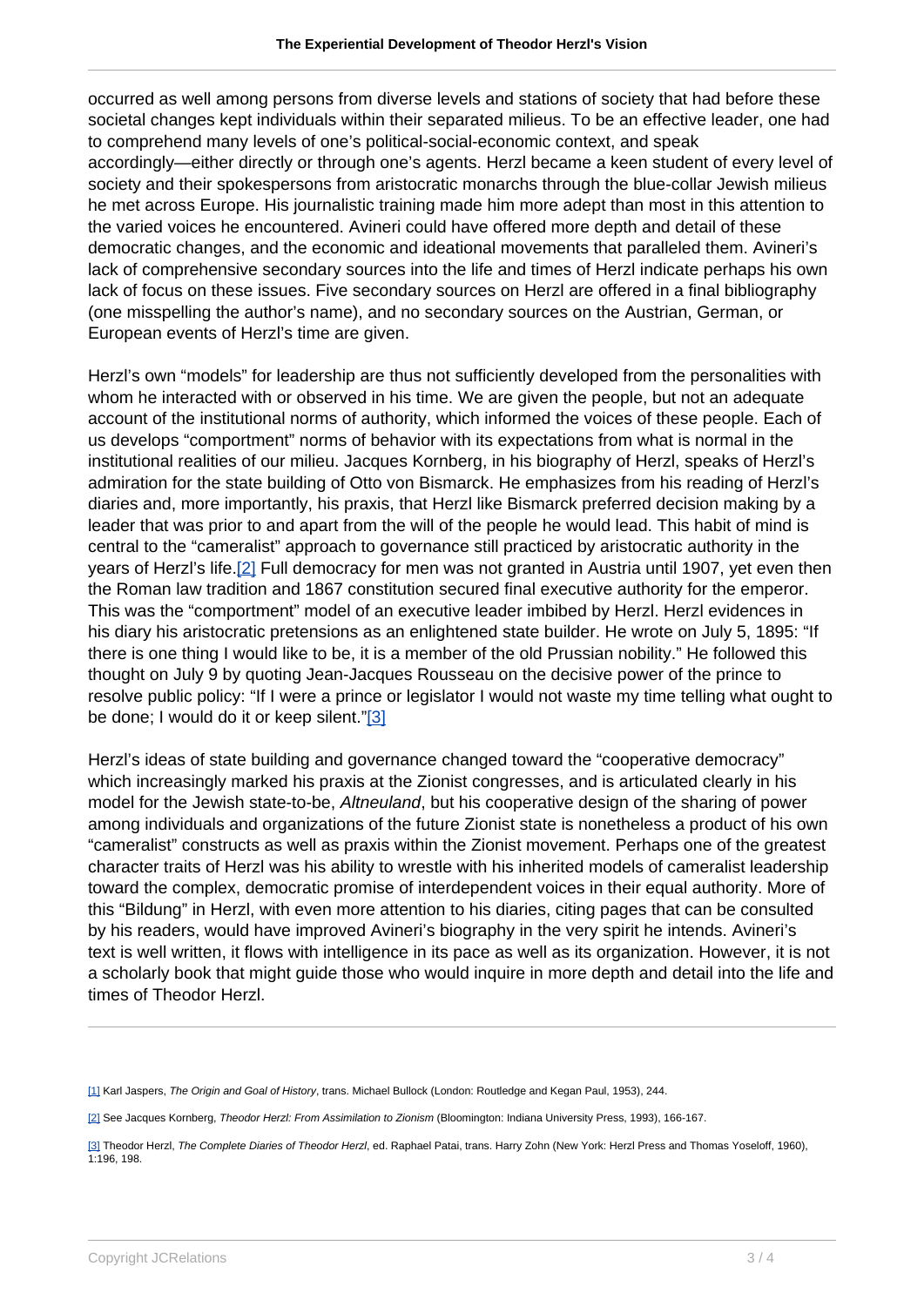occurred as well among persons from diverse levels and stations of society that had before these societal changes kept individuals within their separated milieus. To be an effective leader, one had to comprehend many levels of one's political-social-economic context, and speak accordingly—either directly or through one's agents. Herzl became a keen student of every level of society and their spokespersons from aristocratic monarchs through the blue-collar Jewish milieus he met across Europe. His journalistic training made him more adept than most in this attention to the varied voices he encountered. Avineri could have offered more depth and detail of these democratic changes, and the economic and ideational movements that paralleled them. Avineri's lack of comprehensive secondary sources into the life and times of Herzl indicate perhaps his own lack of focus on these issues. Five secondary sources on Herzl are offered in a final bibliography (one misspelling the author's name), and no secondary sources on the Austrian, German, or European events of Herzl's time are given.

Herzl's own "models" for leadership are thus not sufficiently developed from the personalities with whom he interacted with or observed in his time. We are given the people, but not an adequate account of the institutional norms of authority, which informed the voices of these people. Each of us develops "comportment" norms of behavior with its expectations from what is normal in the institutional realities of our milieu. Jacques Kornberg, in his biography of Herzl, speaks of Herzl's admiration for the state building of Otto von Bismarck. He emphasizes from his reading of Herzl's diaries and, more importantly, his praxis, that Herzl like Bismarck preferred decision making by a leader that was prior to and apart from the will of the people he would lead. This habit of mind is central to the "cameralist" approach to governance still practiced by aristocratic authority in the years of Herzl's life.[2] Full democracy for men was not granted in Austria until 1907, yet even then the Roman law tradition and 1867 constitution secured final executive authority for the emperor. This was the "comportment" model of an executive leader imbibed by Herzl. Herzl evidences in his diary his aristocratic pretensions as an enlightened state builder. He wrote on July 5, 1895: "If there is one thing I would like to be, it is a member of the old Prussian nobility." He followed this thought on July 9 by quoting Jean-Jacques Rousseau on the decisive power of the prince to resolve public policy: "If I were a prince or legislator I would not waste my time telling what ought to be done; I would do it or keep silent."[3]

Herzl's ideas of state building and governance changed toward the "cooperative democracy" which increasingly marked his praxis at the Zionist congresses, and is articulated clearly in his model for the Jewish state-to-be, *Altneuland*, but his cooperative design of the sharing of power among individuals and organizations of the future Zionist state is nonetheless a product of his own "cameralist" constructs as well as praxis within the Zionist movement. Perhaps one of the greatest character traits of Herzl was his ability to wrestle with his inherited models of cameralist leadership toward the complex, democratic promise of interdependent voices in their equal authority. More of this "Bildung" in Herzl, with even more attention to his diaries, citing pages that can be consulted by his readers, would have improved Avineri's biography in the very spirit he intends. Avineri's text is well written, it flows with intelligence in its pace as well as its organization. However, it is not a scholarly book that might guide those who would inquire in more depth and detail into the life and times of Theodor Herzl.

---

[1] Karl Jaspers, *The Origin and Goal of History*, trans. Michael Bullock (London: Routledge and Kegan Paul, 1953), 244.

[2] See Jacques Kornberg, *Theodor Herzl: From Assimilation to Zionism* (Bloomington: Indiana University Press, 1993), 166-167.

[3] Theodor Herzl, *The Complete Diaries of Theodor Herzl*, ed. Raphael Patai, trans. Harry Zohn (New York: Herzl Press and Thomas Yoseloff, 1960), 1:196, 198.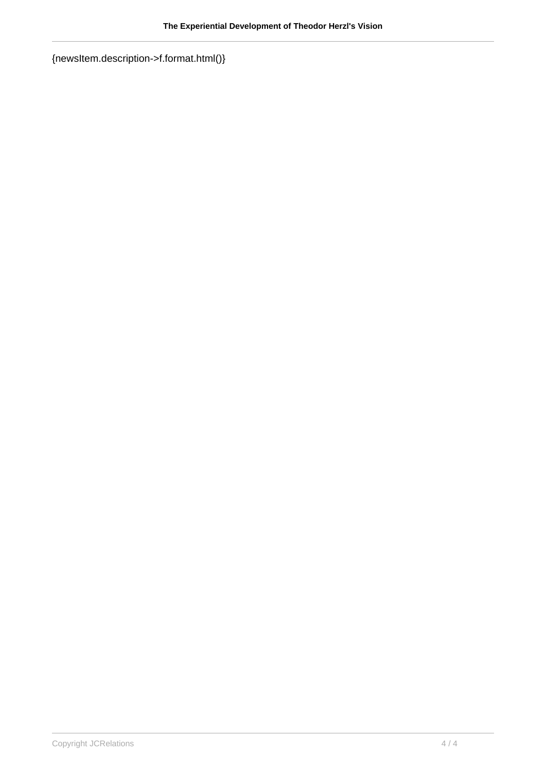{newsItem.description->f.format.html()}